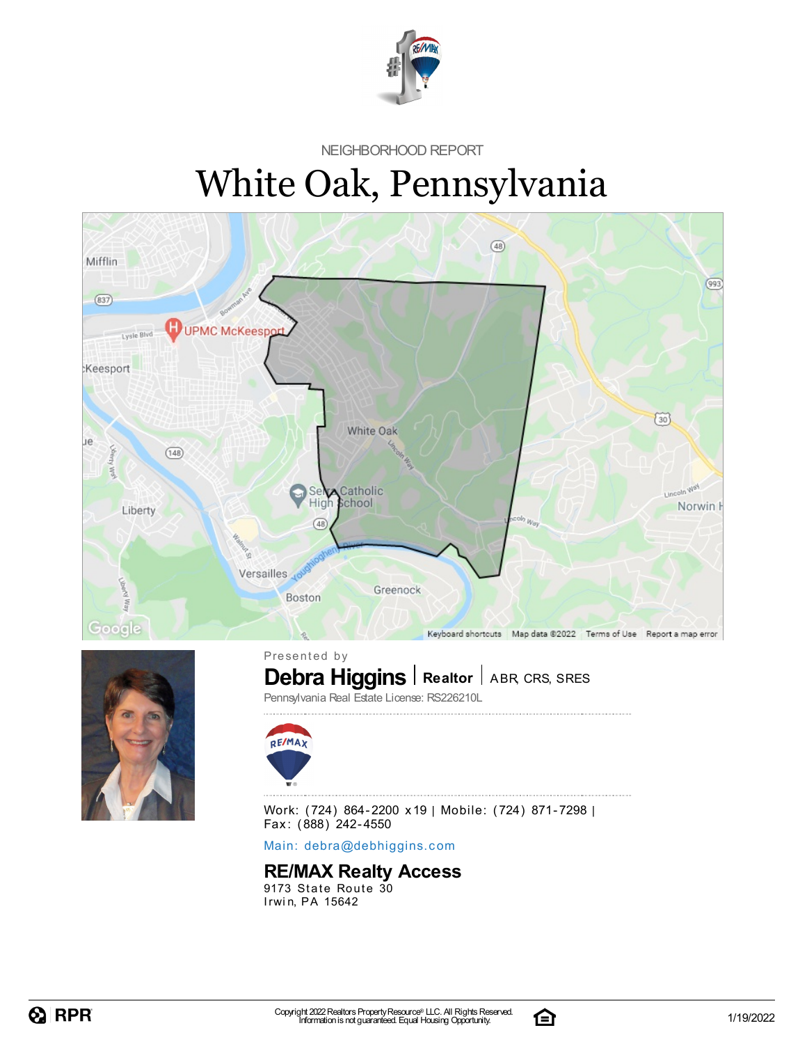NEIGHBORHOOD REPORT

# White Oak, Pennsylvania

Presented by

**Debra Higgins** | **Realtor** | ABR, CRS, SRES

Pennsylvania Real Estate License: RS226210L

Work: (724) 864-2200 x19 | Mobile: (724) 871-7298 | Fax: (888) 242-4550

Main: debra@debhiggins.com

**RE/MAX Realty Access**

9173 State Route 30
Irwin, PA 15642

Copyright 2022 Realtors Property Resource® LLC. All Rights Reserved. Information is not guaranteed. Equal Housing Opportunity.

1/19/2022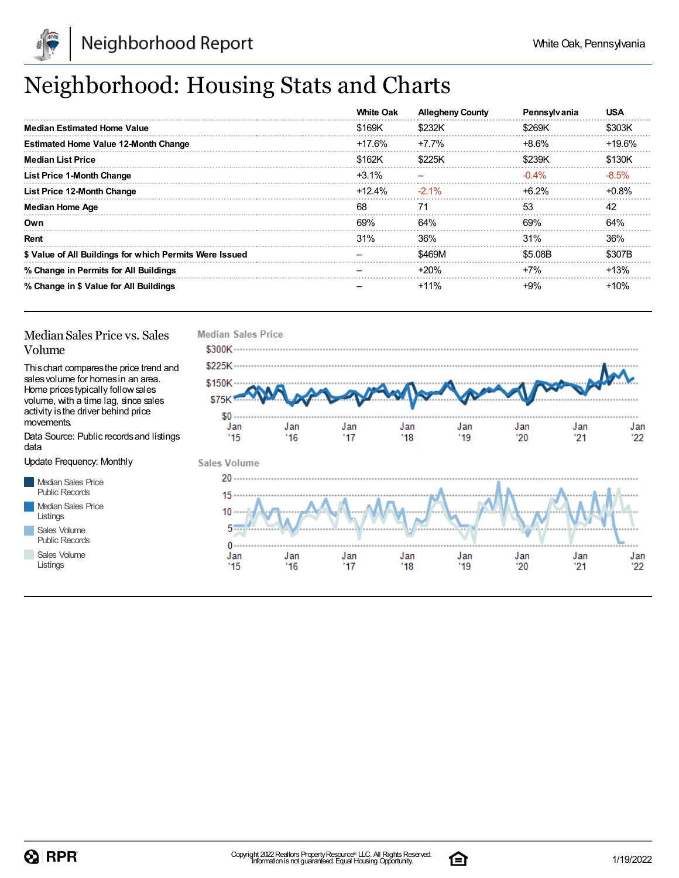# Neighborhood: Housing Stats and Charts

| | White Oak | Allegheny County | Pennsylvania | USA |
|---|---|---|---|---|
| **Median Estimated Home Value** | $169K | $232K | $269K | $303K |
| **Estimated Home Value 12-Month Change** | +17.6% | +7.7% | +8.6% | +19.6% |
| **Median List Price** | $162K | $225K | $239K | $130K |
| **List Price 1-Month Change** | +3.1% | – | -0.4% | -8.5% |
| **List Price 12-Month Change** | +12.4% | -2.1% | +6.2% | +0.8% |
| **Median Home Age** | 68 | 71 | 53 | 42 |
| **Own** | 69% | 64% | 69% | 64% |
| **Rent** | 31% | 36% | 31% | 36% |
| **$ Value of All Buildings for which Permits Were Issued** | – | $469M | $5.08B | $307B |
| **% Change in Permits for All Buildings** | – | +20% | +7% | +13% |
| **% Change in $ Value for All Buildings** | – | +11% | +9% | +10% |

## Median Sales Price vs. Sales Volume

This chart compares the price trend and sales volume for homes in an area. Home prices typically follow sales volume, with a time lag, since sales activity is the driver behind price movements.

Data Source: Public records and listings data

Update Frequency: Monthly

Median Sales Price Public Records
Median Sales Price Listings
Sales Volume Public Records
Sales Volume Listings

Median Sales Price
$300K
$225K
$150K
$75K
$0
Jan '15 Jan '16 Jan '17 Jan '18 Jan '19 Jan '20 Jan '21 Jan '22

Sales Volume
20
15
10
5
0
Jan '15 Jan '16 Jan '17 Jan '18 Jan '19 Jan '20 Jan '21 Jan '22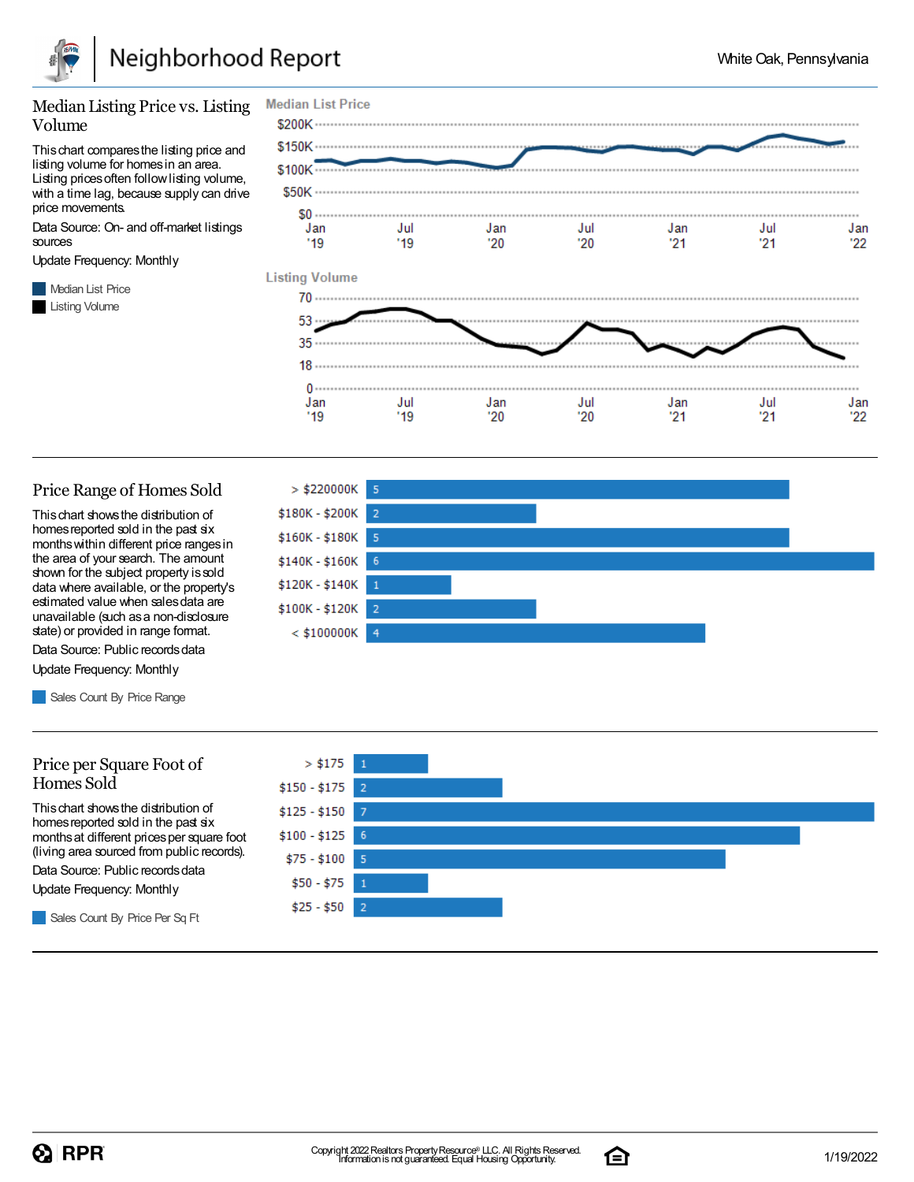# Neighborhood Report

White Oak, Pennsylvania

## Median Listing Price vs. Listing Volume

This chart compares the listing price and listing volume for homes in an area. Listing prices often follow listing volume, with a time lag, because supply can drive price movements.

Data Source: On- and off-market listings sources

Update Frequency: Monthly

Median List Price
Listing Volume

Median List Price

$200K
$150K
$100K
$50K
$0

Jan '19
Jul '19
Jan '20
Jul '20
Jan '21
Jul '21
Jan '22

Listing Volume

70
53
35
18
0

Jan '19
Jul '19
Jan '20
Jul '20
Jan '21
Jul '21
Jan '22

## Price Range of Homes Sold

This chart shows the distribution of homes reported sold in the past six months within different price ranges in the area of your search. The amount shown for the subject property is sold data where available, or the property's estimated value when sales data are unavailable (such as a non-disclosure state) or provided in range format.

Data Source: Public records data

Update Frequency: Monthly

Sales Count By Price Range

> $220000K 5
$180K - $200K 2
$160K - $180K 5
$140K - $160K 6
$120K - $140K 1
$100K - $120K 2
< $100000K 4

## Price per Square Foot of Homes Sold

This chart shows the distribution of homes reported sold in the past six months at different prices per square foot (living area sourced from public records).

Data Source: Public records data

Update Frequency: Monthly

Sales Count By Price Per Sq Ft

> $175 1
$150 - $175 2
$125 - $150 7
$100 - $125 6
$75 - $100 5
$50 - $75 1
$25 - $50 2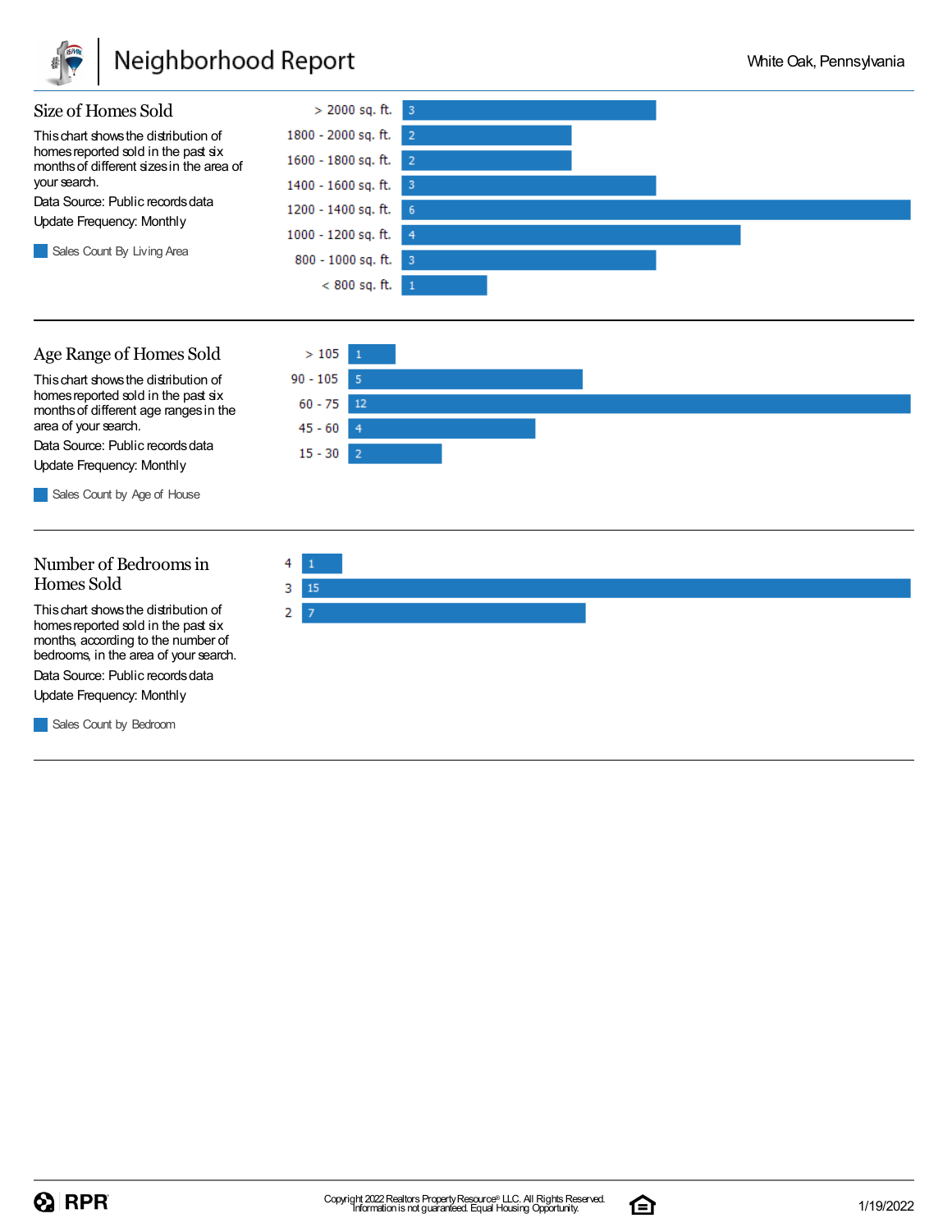## Size of Homes Sold

This chart shows the distribution of homes reported sold in the past six months of different sizes in the area of your search.

Data Source: Public records data

Update Frequency: Monthly

Sales Count By Living Area

> 2000 sq. ft. 3
1800 - 2000 sq. ft. 2
1600 - 1800 sq. ft. 2
1400 - 1600 sq. ft. 3
1200 - 1400 sq. ft. 6
1000 - 1200 sq. ft. 4
800 - 1000 sq. ft. 3
< 800 sq. ft. 1

## Age Range of Homes Sold

This chart shows the distribution of homes reported sold in the past six months of different age ranges in the area of your search.

Data Source: Public records data

Update Frequency: Monthly

Sales Count by Age of House

> 105 1
90 - 105 5
60 - 75 12
45 - 60 4
15 - 30 2

## Number of Bedrooms in Homes Sold

This chart shows the distribution of homes reported sold in the past six months, according to the number of bedrooms, in the area of your search.

Data Source: Public records data

Update Frequency: Monthly

Sales Count by Bedroom

4 1
3 15
2 7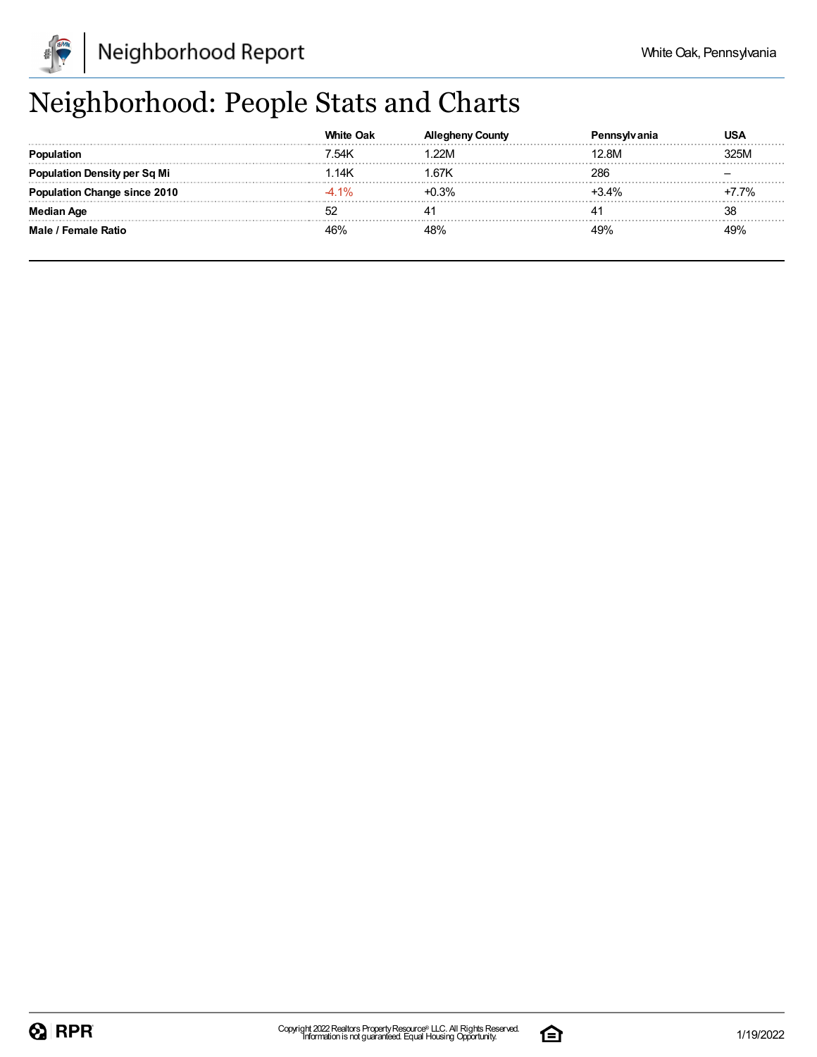# Neighborhood: People Stats and Charts

| | White Oak | Allegheny County | Pennsylvania | USA |
|---|---|---|---|---|
| **Population** | 7.54K | 1.22M | 12.8M | 325M |
| **Population Density per Sq Mi** | 1.14K | 1.67K | 286 | – |
| **Population Change since 2010** | -4.1% | +0.3% | +3.4% | +7.7% |
| **Median Age** | 52 | 41 | 41 | 38 |
| **Male / Female Ratio** | 46% | 48% | 49% | 49% |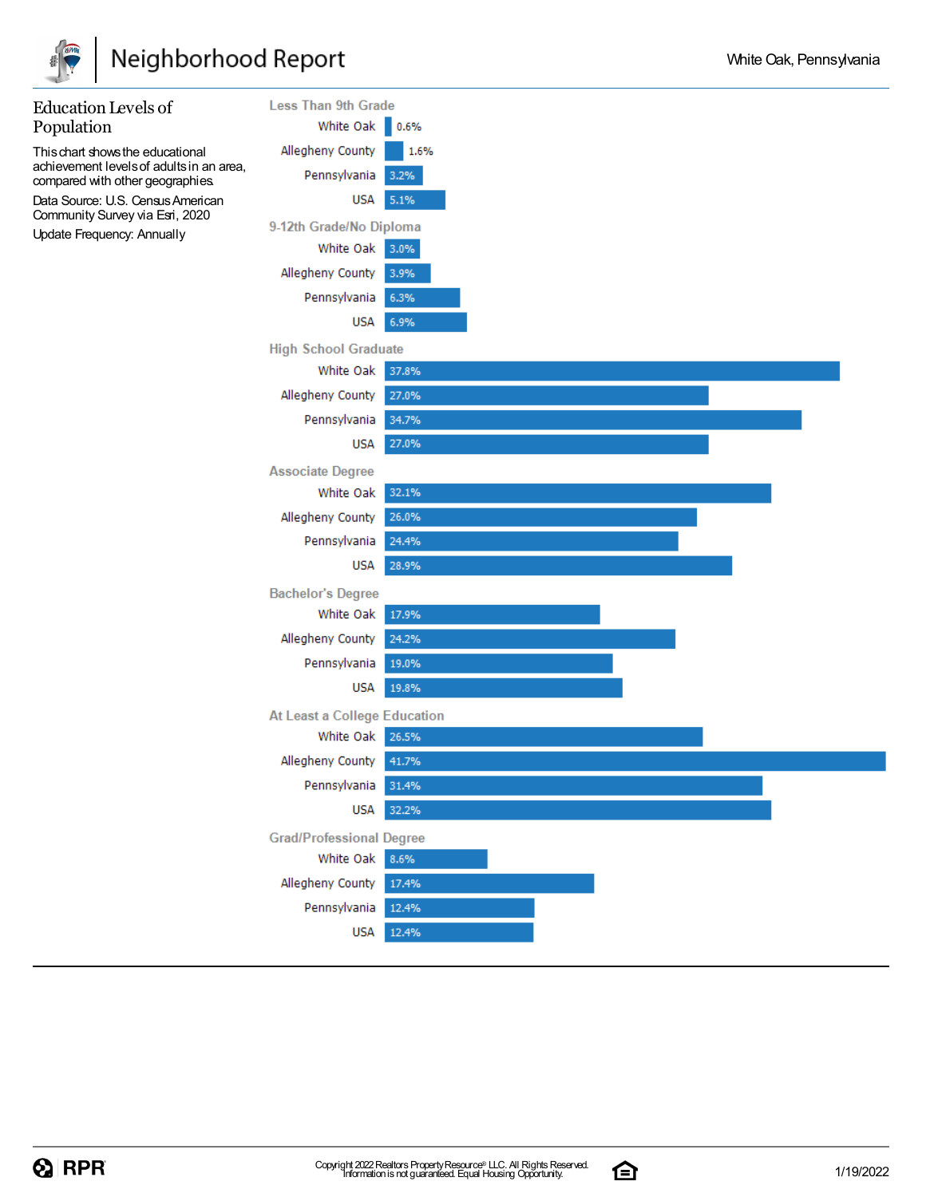## Education Levels of Population

This chart shows the educational achievement levels of adults in an area, compared with other geographies.

Data Source: U.S. Census American Community Survey via Esri, 2020

Update Frequency: Annually

Less Than 9th Grade
White Oak 0.6%
Allegheny County 1.6%
Pennsylvania 3.2%
USA 5.1%

9-12th Grade/No Diploma
White Oak 3.0%
Allegheny County 3.9%
Pennsylvania 6.3%
USA 6.9%

High School Graduate
White Oak 37.8%
Allegheny County 27.0%
Pennsylvania 34.7%
USA 27.0%

Associate Degree
White Oak 32.1%
Allegheny County 26.0%
Pennsylvania 24.4%
USA 28.9%

Bachelor's Degree
White Oak 17.9%
Allegheny County 24.2%
Pennsylvania 19.0%
USA 19.8%

At Least a College Education
White Oak 26.5%
Allegheny County 41.7%
Pennsylvania 31.4%
USA 32.2%

Grad/Professional Degree
White Oak 8.6%
Allegheny County 17.4%
Pennsylvania 12.4%
USA 12.4%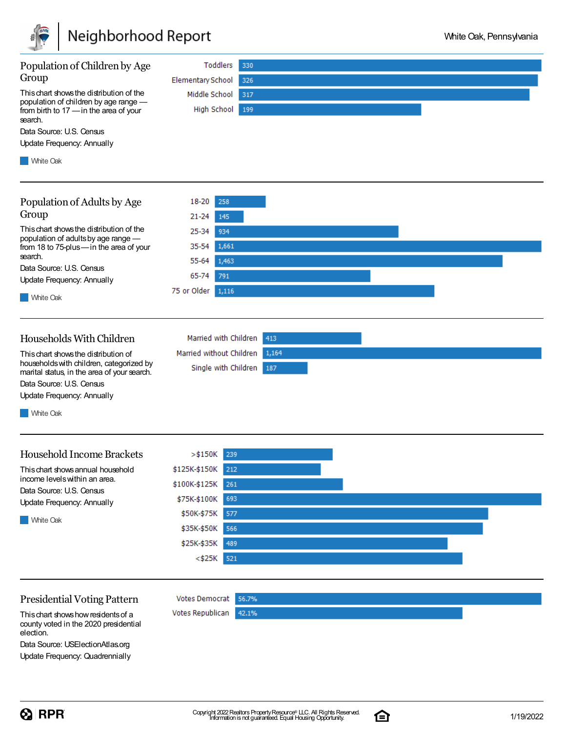# Neighborhood Report

White Oak, Pennsylvania

## Population of Children by Age Group

This chart shows the distribution of the population of children by age range — from birth to 17 — in the area of your search.

Data Source: U.S. Census

Update Frequency: Annually

White Oak

Toddlers 330
Elementary School 326
Middle School 317
High School 199

## Population of Adults by Age Group

This chart shows the distribution of the population of adults by age range — from 18 to 75-plus — in the area of your search.

Data Source: U.S. Census

Update Frequency: Annually

White Oak

18-20 258
21-24 145
25-34 934
35-54 1,661
55-64 1,463
65-74 791
75 or Older 1,116

## Households With Children

This chart shows the distribution of households with children, categorized by marital status, in the area of your search.

Data Source: U.S. Census

Update Frequency: Annually

White Oak

Married with Children 413
Married without Children 1,164
Single with Children 187

## Household Income Brackets

This chart shows annual household income levels within an area.

Data Source: U.S. Census

Update Frequency: Annually

White Oak

>$150K 239
$125K-$150K 212
$100K-$125K 261
$75K-$100K 693
$50K-$75K 577
$35K-$50K 566
$25K-$35K 489
<$25K 521

## Presidential Voting Pattern

This chart shows how residents of a county voted in the 2020 presidential election.

Data Source: USElectionAtlas.org

Update Frequency: Quadrennially

Votes Democrat 56.7%
Votes Republican 42.1%

Copyright 2022 Realtors Property Resource® LLC. All Rights Reserved. Information is not guaranteed. Equal Housing Opportunity.

1/19/2022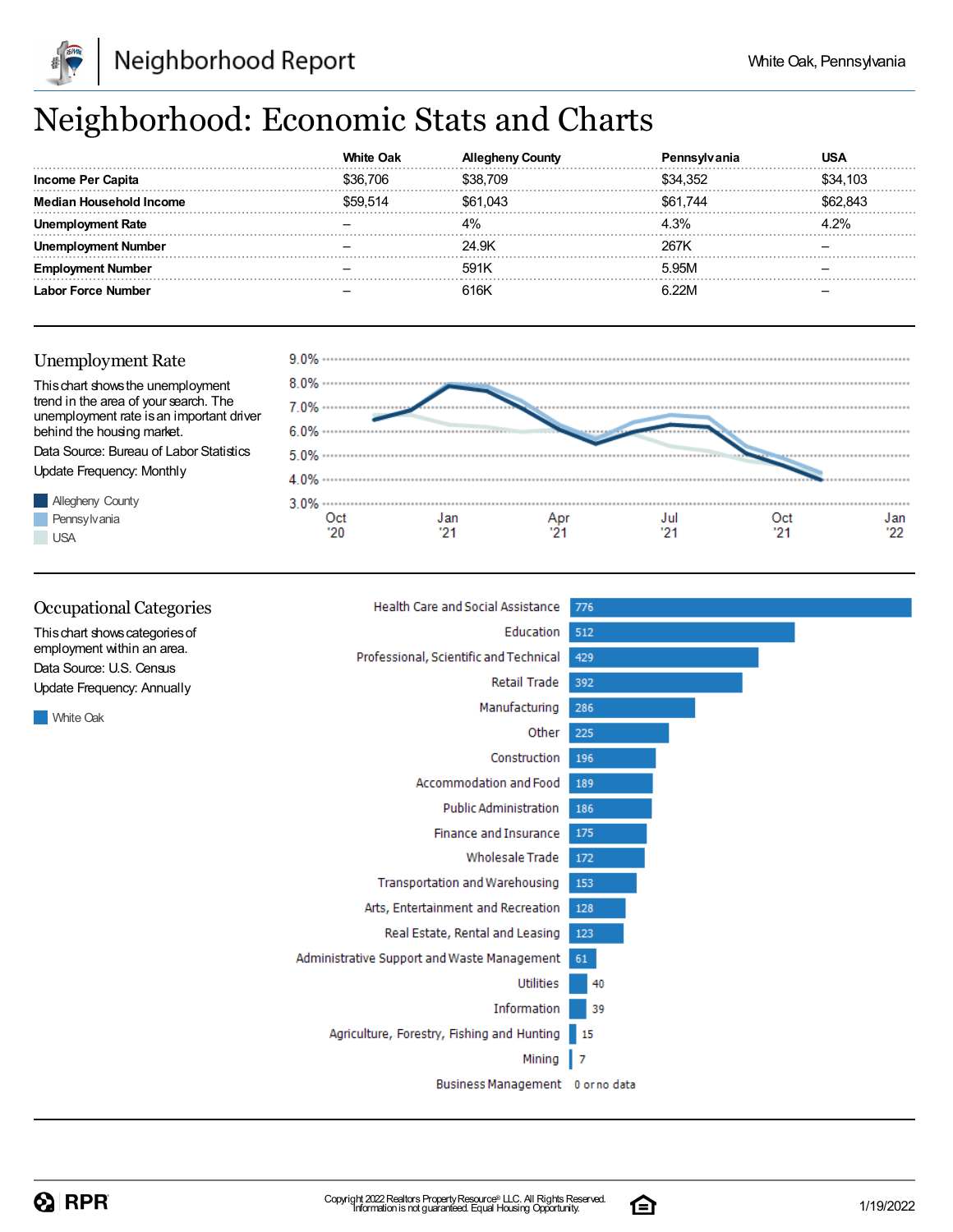# Neighborhood: Economic Stats and Charts

| | White Oak | Allegheny County | Pennsylvania | USA |
|---|---|---|---|---|
| **Income Per Capita** | $36,706 | $38,709 | $34,352 | $34,103 |
| **Median Household Income** | $59,514 | $61,043 | $61,744 | $62,843 |
| **Unemployment Rate** | – | 4% | 4.3% | 4.2% |
| **Unemployment Number** | – | 24.9K | 267K | – |
| **Employment Number** | – | 591K | 5.95M | – |
| **Labor Force Number** | – | 616K | 6.22M | – |

## Unemployment Rate

This chart shows the unemployment trend in the area of your search. The unemployment rate is an important driver behind the housing market.

Data Source: Bureau of Labor Statistics

Update Frequency: Monthly

Allegheny County
Pennsylvania
USA

9.0%
8.0%
7.0%
6.0%
5.0%
4.0%
3.0%

Oct '20
Jan '21
Apr '21
Jul '21
Oct '21
Jan '22

## Occupational Categories

This chart shows categories of employment within an area.

Data Source: U.S. Census

Update Frequency: Annually

White Oak

Health Care and Social Assistance 776
Education 512
Professional, Scientific and Technical 429
Retail Trade 392
Manufacturing 286
Other 225
Construction 196
Accommodation and Food 189
Public Administration 186
Finance and Insurance 175
Wholesale Trade 172
Transportation and Warehousing 153
Arts, Entertainment and Recreation 128
Real Estate, Rental and Leasing 123
Administrative Support and Waste Management 61
Utilities 40
Information 39
Agriculture, Forestry, Fishing and Hunting 15
Mining 7
Business Management 0 or no data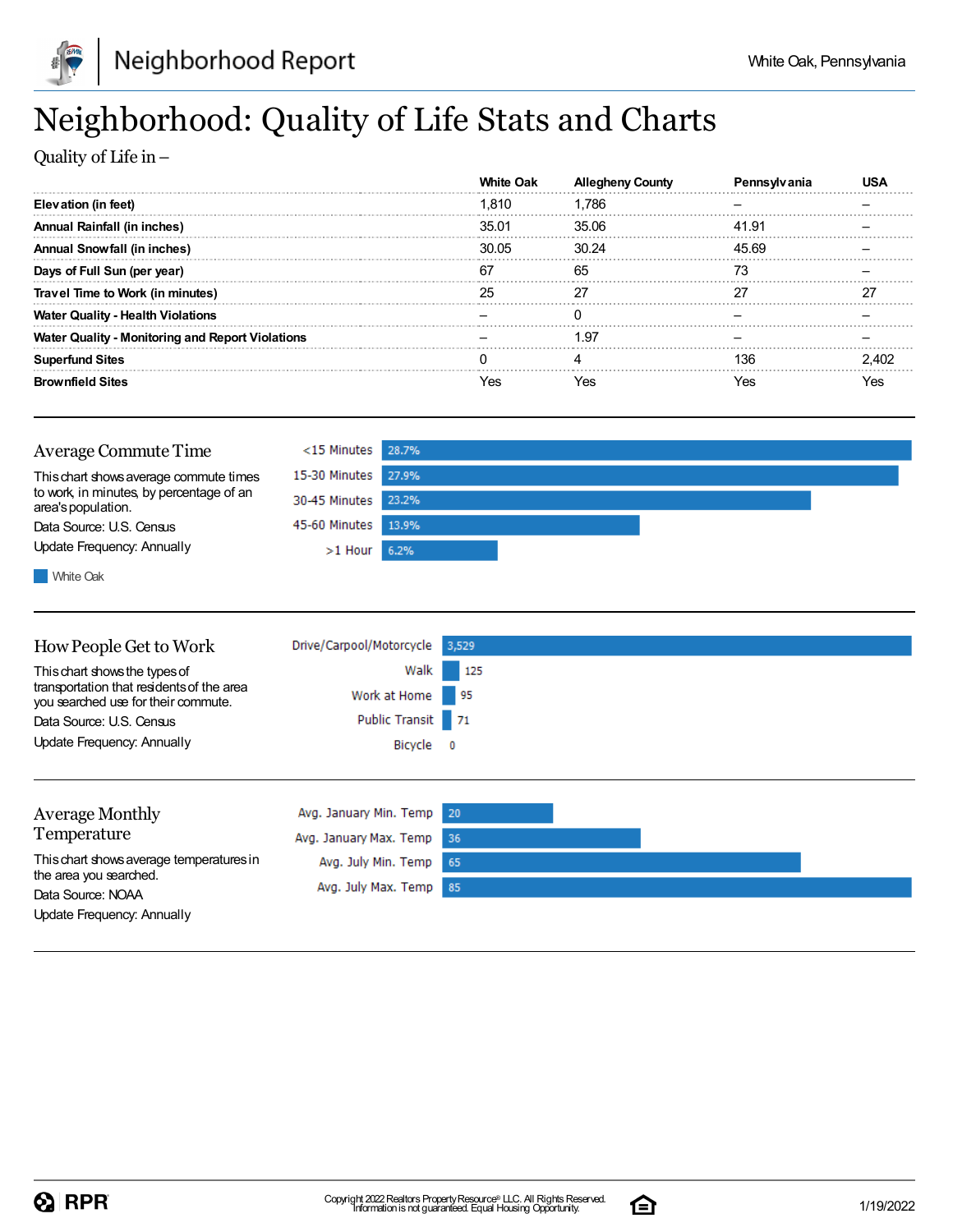# Neighborhood: Quality of Life Stats and Charts

Quality of Life in –

| | White Oak | Allegheny County | Pennsylvania | USA |
|---|---|---|---|---|
| **Elevation (in feet)** | 1,810 | 1,786 | – | – |
| **Annual Rainfall (in inches)** | 35.01 | 35.06 | 41.91 | – |
| **Annual Snowfall (in inches)** | 30.05 | 30.24 | 45.69 | – |
| **Days of Full Sun (per year)** | 67 | 65 | 73 | – |
| **Travel Time to Work (in minutes)** | 25 | 27 | 27 | 27 |
| **Water Quality - Health Violations** | – | 0 | – | – |
| **Water Quality - Monitoring and Report Violations** | – | 1.97 | – | – |
| **Superfund Sites** | 0 | 4 | 136 | 2,402 |
| **Brownfield Sites** | Yes | Yes | Yes | Yes |

## Average Commute Time

This chart shows average commute times to work, in minutes, by percentage of an area's population.

Data Source: U.S. Census

Update Frequency: Annually

<15 Minutes 28.7%
15-30 Minutes 27.9%
30-45 Minutes 23.2%
45-60 Minutes 13.9%
>1 Hour 6.2%

White Oak

## How People Get to Work

This chart shows the types of transportation that residents of the area you searched use for their commute.

Data Source: U.S. Census

Update Frequency: Annually

Drive/Carpool/Motorcycle 3,529
Walk 125
Work at Home 95
Public Transit 71
Bicycle 0

## Average Monthly Temperature

This chart shows average temperatures in the area you searched.

Data Source: NOAA

Update Frequency: Annually

Avg. January Min. Temp 20
Avg. January Max. Temp 36
Avg. July Min. Temp 65
Avg. July Max. Temp 85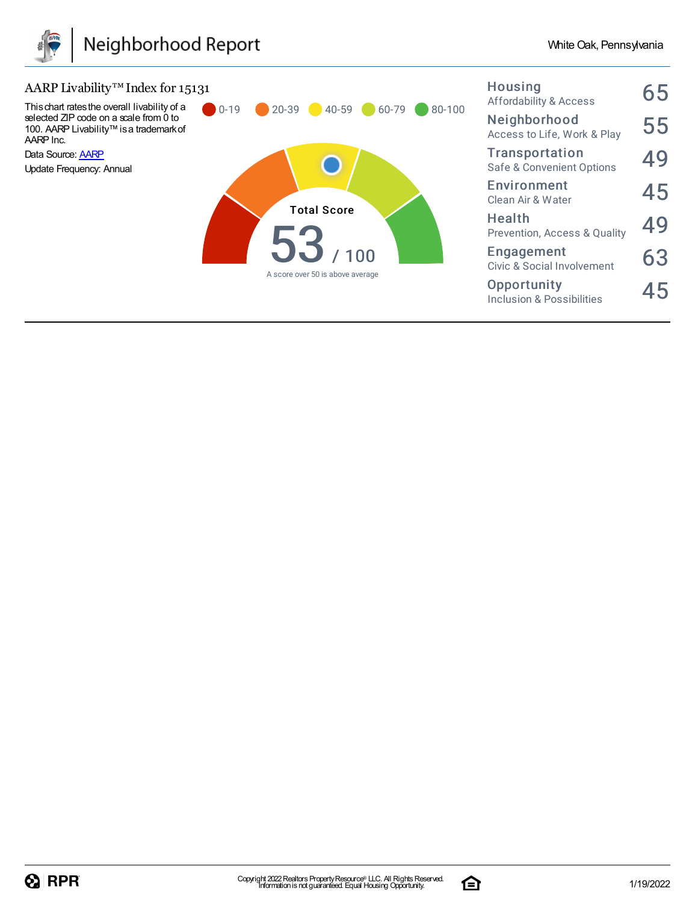## AARP Livability™ Index for 15131

This chart rates the overall livability of a selected ZIP code on a scale from 0 to 100. AARP Livability™ is a trademark of AARP Inc.

Data Source: [AARP](AARP)

Update Frequency: Annual

0-19 20-39 40-59 60-79 80-100

Total Score

53 / 100

A score over 50 is above average

**Housing** 65
Affordability & Access

**Neighborhood** 55
Access to Life, Work & Play

**Transportation** 49
Safe & Convenient Options

**Environment** 45
Clean Air & Water

**Health** 49
Prevention, Access & Quality

**Engagement** 63
Civic & Social Involvement

**Opportunity** 45
Inclusion & Possibilities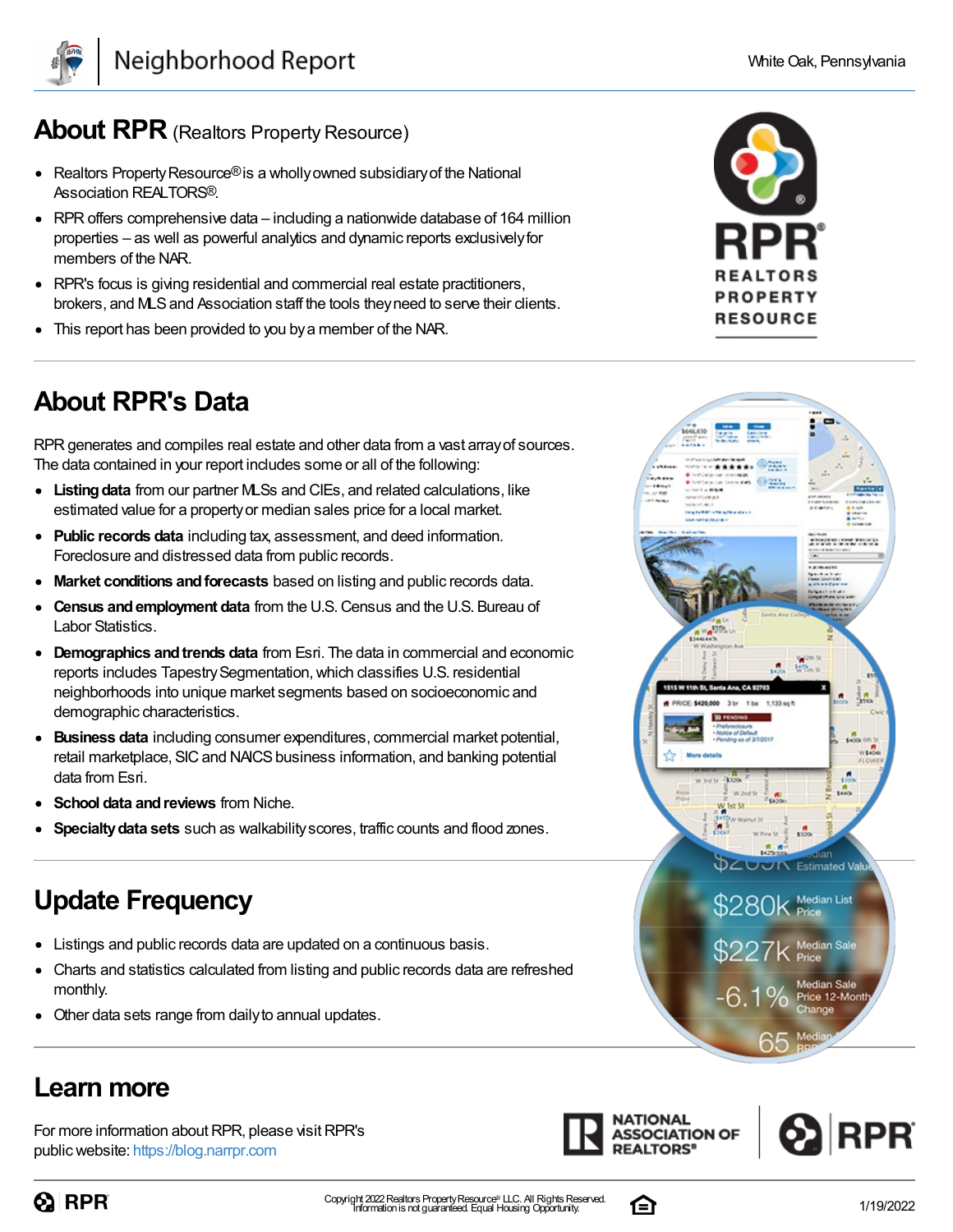# About RPR (Realtors Property Resource)

- Realtors Property Resource® is a wholly owned subsidiary of the National Association REALTORS®.
- RPR offers comprehensive data – including a nationwide database of 164 million properties – as well as powerful analytics and dynamic reports exclusively for members of the NAR.
- RPR's focus is giving residential and commercial real estate practitioners, brokers, and MLS and Association staff the tools they need to serve their clients.
- This report has been provided to you by a member of the NAR.

# About RPR's Data

RPR generates and compiles real estate and other data from a vast array of sources. The data contained in your report includes some or all of the following:

- **Listing data** from our partner MLSs and CIEs, and related calculations, like estimated value for a property or median sales price for a local market.
- **Public records data** including tax, assessment, and deed information. Foreclosure and distressed data from public records.
- **Market conditions and forecasts** based on listing and public records data.
- **Census and employment data** from the U.S. Census and the U.S. Bureau of Labor Statistics.
- **Demographics and trends data** from Esri. The data in commercial and economic reports includes Tapestry Segmentation, which classifies U.S. residential neighborhoods into unique market segments based on socioeconomic and demographic characteristics.
- **Business data** including consumer expenditures, commercial market potential, retail marketplace, SIC and NAICS business information, and banking potential data from Esri.
- **School data and reviews** from Niche.
- **Specialty data sets** such as walkability scores, traffic counts and flood zones.

# Update Frequency

- Listings and public records data are updated on a continuous basis.
- Charts and statistics calculated from listing and public records data are refreshed monthly.
- Other data sets range from daily to annual updates.

# Learn more

For more information about RPR, please visit RPR's public website: https://blog.narrpr.com

Copyright 2022 Realtors Property Resource® LLC. All Rights Reserved. Information is not guaranteed. Equal Housing Opportunity.

1/19/2022